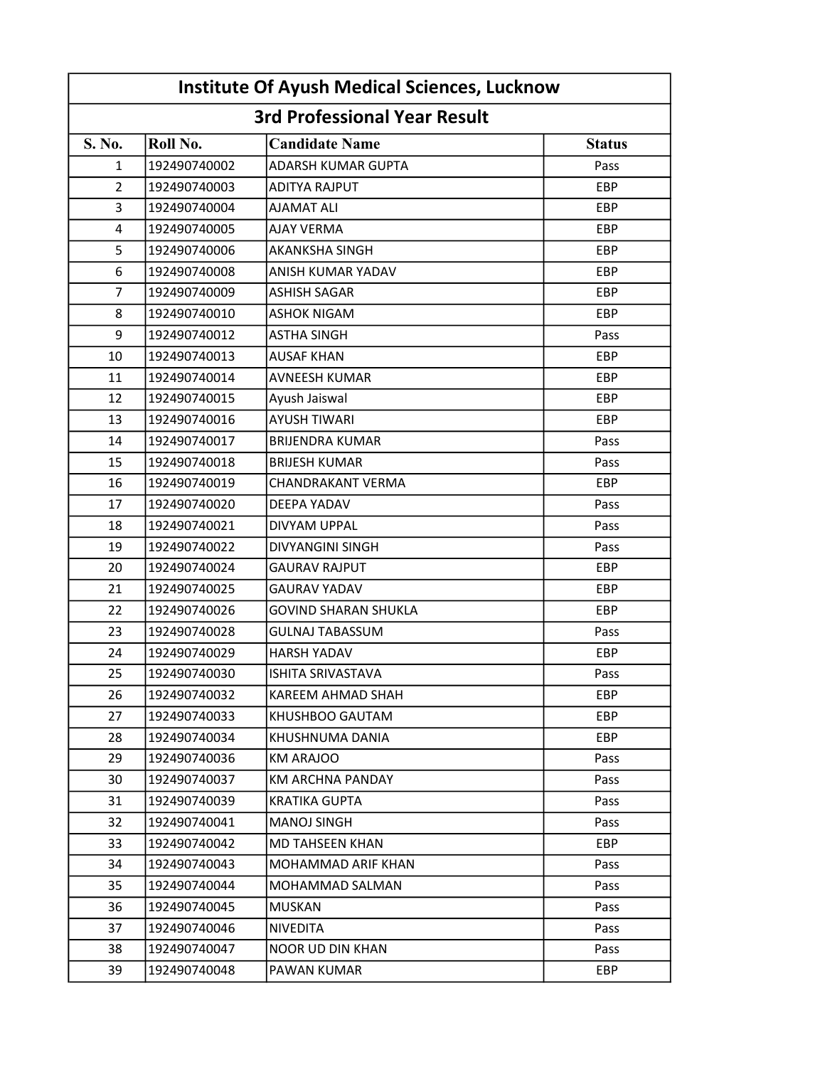# Institute Of Ayush Medical Sciences, Lucknow

## 3rd Professional Year Result

| S. No. | Roll No. | Candidate Name | Status |
|---|---|---|---|
| 1 | 192490740002 | ADARSH KUMAR GUPTA | Pass |
| 2 | 192490740003 | ADITYA RAJPUT | EBP |
| 3 | 192490740004 | AJAMAT ALI | EBP |
| 4 | 192490740005 | AJAY VERMA | EBP |
| 5 | 192490740006 | AKANKSHA SINGH | EBP |
| 6 | 192490740008 | ANISH KUMAR YADAV | EBP |
| 7 | 192490740009 | ASHISH SAGAR | EBP |
| 8 | 192490740010 | ASHOK NIGAM | EBP |
| 9 | 192490740012 | ASTHA SINGH | Pass |
| 10 | 192490740013 | AUSAF KHAN | EBP |
| 11 | 192490740014 | AVNEESH KUMAR | EBP |
| 12 | 192490740015 | Ayush Jaiswal | EBP |
| 13 | 192490740016 | AYUSH TIWARI | EBP |
| 14 | 192490740017 | BRIJENDRA KUMAR | Pass |
| 15 | 192490740018 | BRIJESH KUMAR | Pass |
| 16 | 192490740019 | CHANDRAKANT VERMA | EBP |
| 17 | 192490740020 | DEEPA YADAV | Pass |
| 18 | 192490740021 | DIVYAM UPPAL | Pass |
| 19 | 192490740022 | DIVYANGINI SINGH | Pass |
| 20 | 192490740024 | GAURAV RAJPUT | EBP |
| 21 | 192490740025 | GAURAV YADAV | EBP |
| 22 | 192490740026 | GOVIND SHARAN SHUKLA | EBP |
| 23 | 192490740028 | GULNAJ TABASSUM | Pass |
| 24 | 192490740029 | HARSH YADAV | EBP |
| 25 | 192490740030 | ISHITA SRIVASTAVA | Pass |
| 26 | 192490740032 | KAREEM AHMAD SHAH | EBP |
| 27 | 192490740033 | KHUSHBOO GAUTAM | EBP |
| 28 | 192490740034 | KHUSHNUMA DANIA | EBP |
| 29 | 192490740036 | KM ARAJOO | Pass |
| 30 | 192490740037 | KM ARCHNA PANDAY | Pass |
| 31 | 192490740039 | KRATIKA GUPTA | Pass |
| 32 | 192490740041 | MANOJ SINGH | Pass |
| 33 | 192490740042 | MD TAHSEEN KHAN | EBP |
| 34 | 192490740043 | MOHAMMAD ARIF KHAN | Pass |
| 35 | 192490740044 | MOHAMMAD SALMAN | Pass |
| 36 | 192490740045 | MUSKAN | Pass |
| 37 | 192490740046 | NIVEDITA | Pass |
| 38 | 192490740047 | NOOR UD DIN KHAN | Pass |
| 39 | 192490740048 | PAWAN KUMAR | EBP |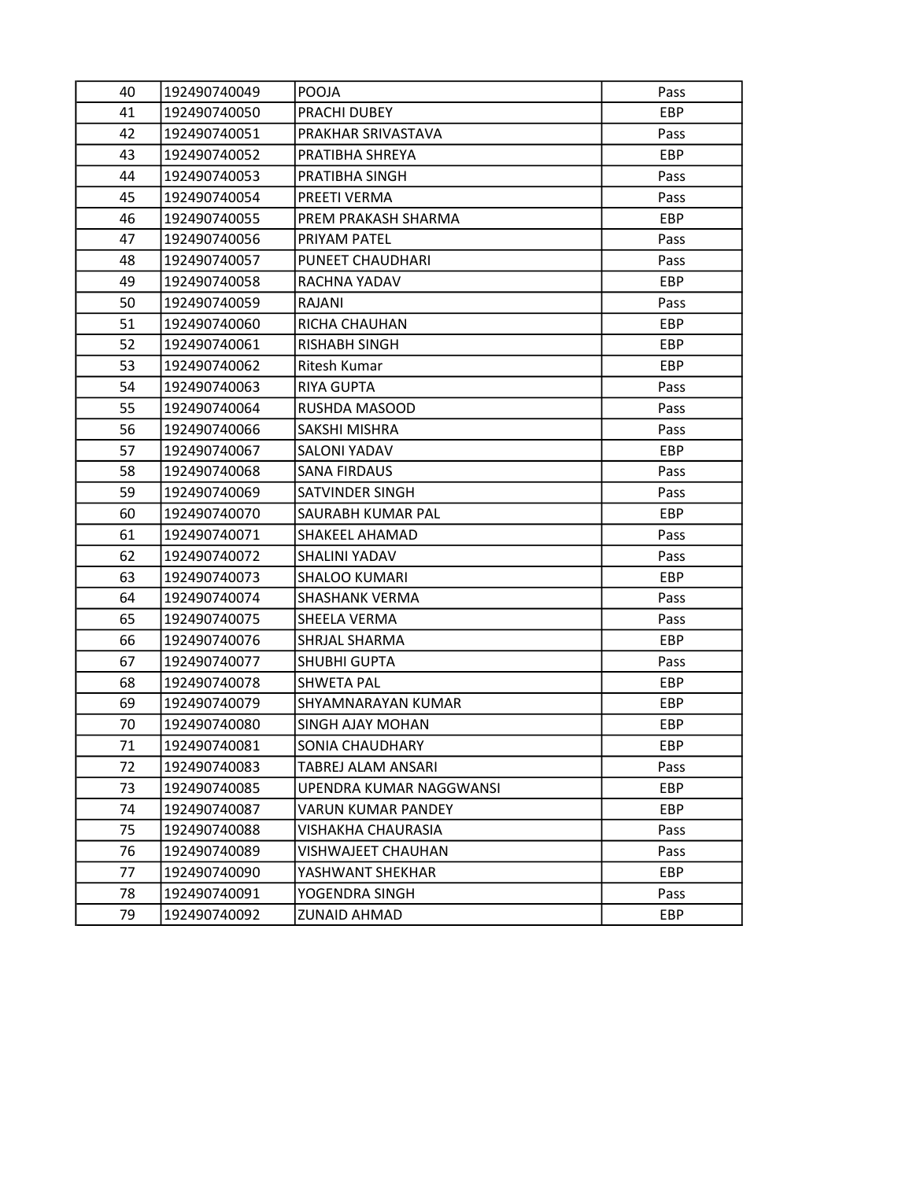| | | | |
|---|---|---|---|
| 40 | 192490740049 | POOJA | Pass |
| 41 | 192490740050 | PRACHI DUBEY | EBP |
| 42 | 192490740051 | PRAKHAR SRIVASTAVA | Pass |
| 43 | 192490740052 | PRATIBHA SHREYA | EBP |
| 44 | 192490740053 | PRATIBHA SINGH | Pass |
| 45 | 192490740054 | PREETI VERMA | Pass |
| 46 | 192490740055 | PREM PRAKASH SHARMA | EBP |
| 47 | 192490740056 | PRIYAM PATEL | Pass |
| 48 | 192490740057 | PUNEET CHAUDHARI | Pass |
| 49 | 192490740058 | RACHNA YADAV | EBP |
| 50 | 192490740059 | RAJANI | Pass |
| 51 | 192490740060 | RICHA CHAUHAN | EBP |
| 52 | 192490740061 | RISHABH SINGH | EBP |
| 53 | 192490740062 | Ritesh Kumar | EBP |
| 54 | 192490740063 | RIYA GUPTA | Pass |
| 55 | 192490740064 | RUSHDA MASOOD | Pass |
| 56 | 192490740066 | SAKSHI MISHRA | Pass |
| 57 | 192490740067 | SALONI YADAV | EBP |
| 58 | 192490740068 | SANA FIRDAUS | Pass |
| 59 | 192490740069 | SATVINDER SINGH | Pass |
| 60 | 192490740070 | SAURABH KUMAR PAL | EBP |
| 61 | 192490740071 | SHAKEEL AHAMAD | Pass |
| 62 | 192490740072 | SHALINI YADAV | Pass |
| 63 | 192490740073 | SHALOO KUMARI | EBP |
| 64 | 192490740074 | SHASHANK VERMA | Pass |
| 65 | 192490740075 | SHEELA VERMA | Pass |
| 66 | 192490740076 | SHRJAL SHARMA | EBP |
| 67 | 192490740077 | SHUBHI GUPTA | Pass |
| 68 | 192490740078 | SHWETA PAL | EBP |
| 69 | 192490740079 | SHYAMNARAYAN KUMAR | EBP |
| 70 | 192490740080 | SINGH AJAY MOHAN | EBP |
| 71 | 192490740081 | SONIA CHAUDHARY | EBP |
| 72 | 192490740083 | TABREJ ALAM ANSARI | Pass |
| 73 | 192490740085 | UPENDRA KUMAR NAGGWANSI | EBP |
| 74 | 192490740087 | VARUN KUMAR PANDEY | EBP |
| 75 | 192490740088 | VISHAKHA CHAURASIA | Pass |
| 76 | 192490740089 | VISHWAJEET CHAUHAN | Pass |
| 77 | 192490740090 | YASHWANT SHEKHAR | EBP |
| 78 | 192490740091 | YOGENDRA SINGH | Pass |
| 79 | 192490740092 | ZUNAID AHMAD | EBP |